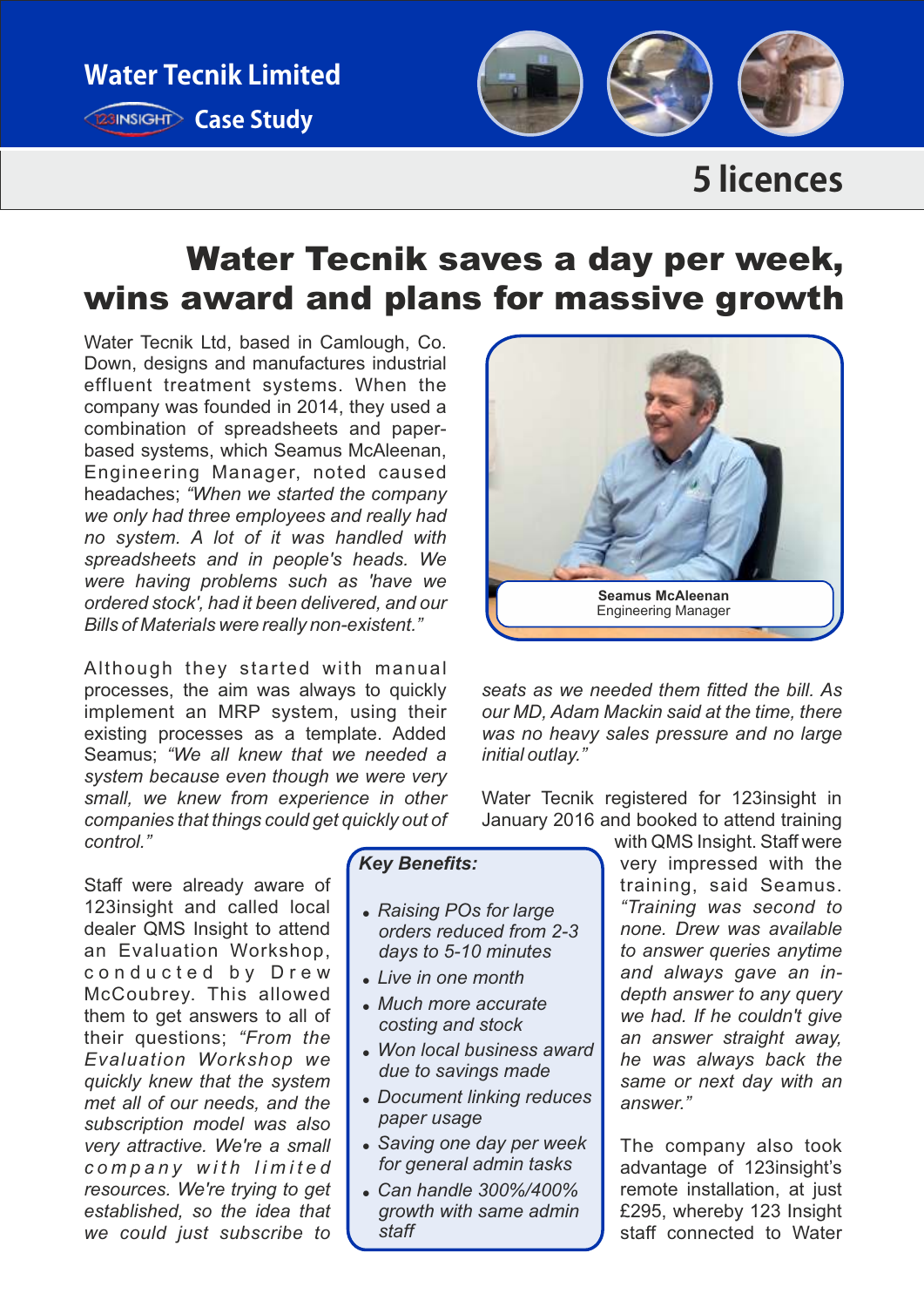# Water Tecnik Limited

## Case Study

**5 licences**

# Water Tecnik saves a day per week, wins award and plans for massive growth

Water Tecnik Ltd, based in Camlough, Co. Down, designs and manufactures industrial effluent treatment systems. When the company was founded in 2014, they used a combination of spreadsheets and paper-based systems, which Seamus McAleenan, Engineering Manager, noted caused headaches; *"When we started the company we only had three employees and really had no system. A lot of it was handled with spreadsheets and in people's heads. We were having problems such as 'have we ordered stock', had it been delivered, and our Bills of Materials were really non-existent."*

**Seamus McAleenan**
Engineering Manager

Although they started with manual processes, the aim was always to quickly implement an MRP system, using their existing processes as a template. Added Seamus; *"We all knew that we needed a system because even though we were very small, we knew from experience in other companies that things could get quickly out of control."*

Staff were already aware of 123insight and called local dealer QMS Insight to attend an Evaluation Workshop, conducted by Drew McCoubrey. This allowed them to get answers to all of their questions; *"From the Evaluation Workshop we quickly knew that the system met all of our needs, and the subscription model was also very attractive. We're a small company with limited resources. We're trying to get established, so the idea that we could just subscribe to seats as we needed them fitted the bill. As our MD, Adam Mackin said at the time, there was no heavy sales pressure and no large initial outlay."*

Water Tecnik registered for 123insight in January 2016 and booked to attend training with QMS Insight. Staff were very impressed with the training, said Seamus. *"Training was second to none. Drew was available to answer queries anytime and always gave an in-depth answer to any query we had. If he couldn't give an answer straight away, he was always back the same or next day with an answer."*

The company also took advantage of 123insight's remote installation, at just £295, whereby 123 Insight staff connected to Water

***Key Benefits:***

- *Raising POs for large orders reduced from 2-3 days to 5-10 minutes*
- *Live in one month*
- *Much more accurate costing and stock*
- *Won local business award due to savings made*
- *Document linking reduces paper usage*
- *Saving one day per week for general admin tasks*
- *Can handle 300%/400% growth with same admin staff*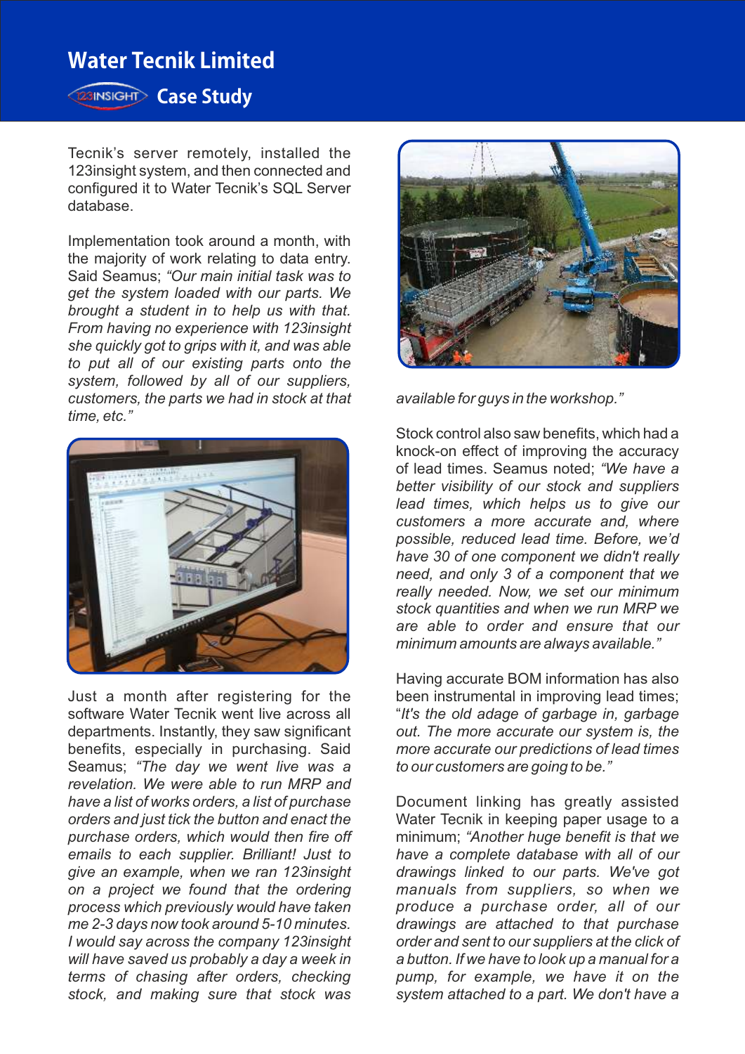# Water Tecnik Limited

## Case Study

Tecnik's server remotely, installed the 123insight system, and then connected and configured it to Water Tecnik's SQL Server database.

Implementation took around a month, with the majority of work relating to data entry. Said Seamus; *"Our main initial task was to get the system loaded with our parts. We brought a student in to help us with that. From having no experience with 123insight she quickly got to grips with it, and was able to put all of our existing parts onto the system, followed by all of our suppliers, customers, the parts we had in stock at that time, etc."*

Just a month after registering for the software Water Tecnik went live across all departments. Instantly, they saw significant benefits, especially in purchasing. Said Seamus; *"The day we went live was a revelation. We were able to run MRP and have a list of works orders, a list of purchase orders and just tick the button and enact the purchase orders, which would then fire off emails to each supplier. Brilliant! Just to give an example, when we ran 123insight on a project we found that the ordering process which previously would have taken me 2-3 days now took around 5-10 minutes. I would say across the company 123insight will have saved us probably a day a week in terms of chasing after orders, checking stock, and making sure that stock was available for guys in the workshop."*

Stock control also saw benefits, which had a knock-on effect of improving the accuracy of lead times. Seamus noted; *"We have a better visibility of our stock and suppliers lead times, which helps us to give our customers a more accurate and, where possible, reduced lead time. Before, we'd have 30 of one component we didn't really need, and only 3 of a component that we really needed. Now, we set our minimum stock quantities and when we run MRP we are able to order and ensure that our minimum amounts are always available."*

Having accurate BOM information has also been instrumental in improving lead times; "*It's the old adage of garbage in, garbage out. The more accurate our system is, the more accurate our predictions of lead times to our customers are going to be."*

Document linking has greatly assisted Water Tecnik in keeping paper usage to a minimum; *"Another huge benefit is that we have a complete database with all of our drawings linked to our parts. We've got manuals from suppliers, so when we produce a purchase order, all of our drawings are attached to that purchase order and sent to our suppliers at the click of a button. If we have to look up a manual for a pump, for example, we have it on the system attached to a part. We don't have a*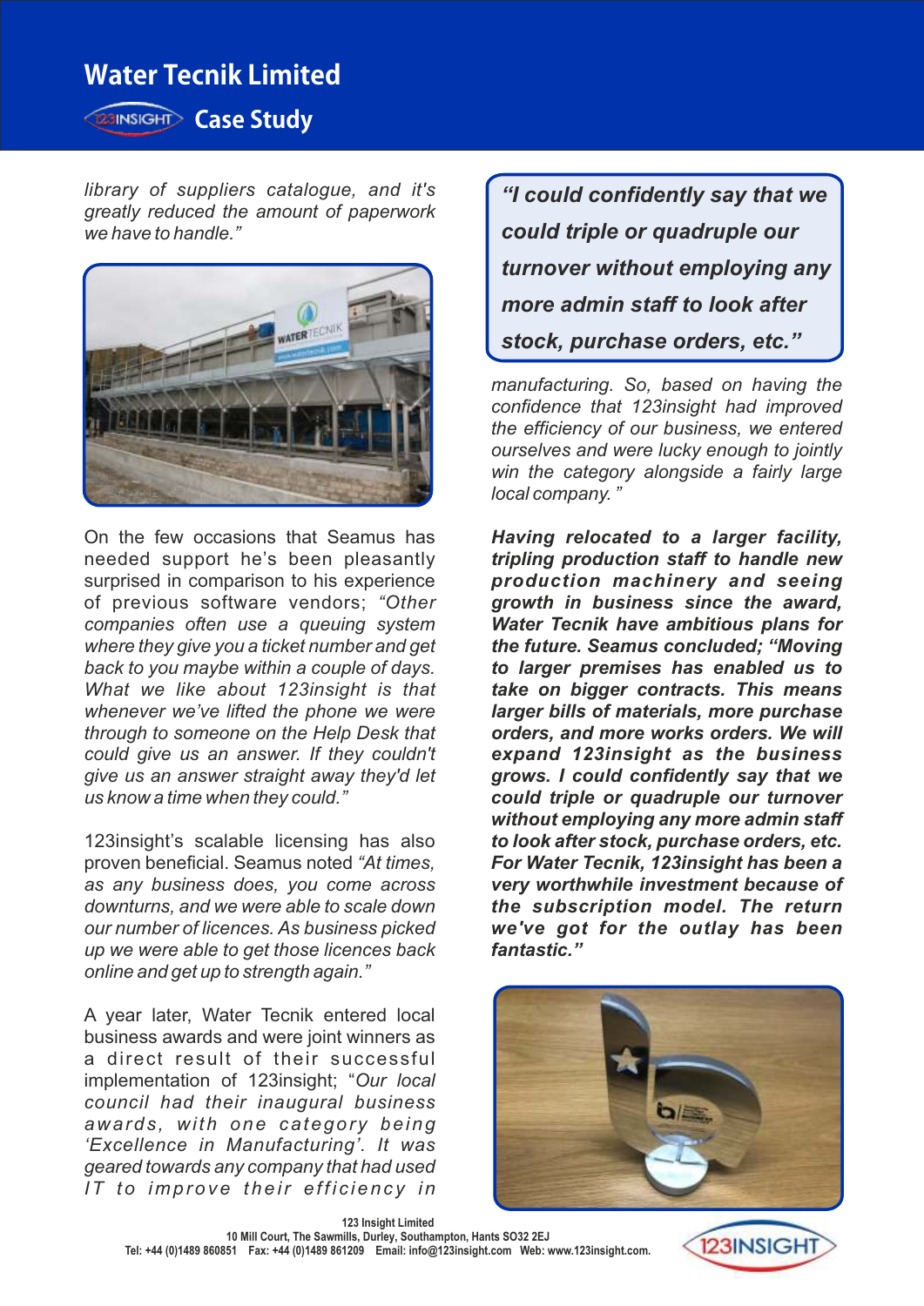*library of suppliers catalogue, and it's greatly reduced the amount of paperwork we have to handle."*

On the few occasions that Seamus has needed support he's been pleasantly surprised in comparison to his experience of previous software vendors; *"Other companies often use a queuing system where they give you a ticket number and get back to you maybe within a couple of days. What we like about 123insight is that whenever we've lifted the phone we were through to someone on the Help Desk that could give us an answer. If they couldn't give us an answer straight away they'd let us know a time when they could."*

123insight's scalable licensing has also proven beneficial. Seamus noted *"At times, as any business does, you come across downturns, and we were able to scale down our number of licences. As business picked up we were able to get those licences back online and get up to strength again."*

A year later, Water Tecnik entered local business awards and were joint winners as a direct result of their successful implementation of 123insight; *"Our local council had their inaugural business awards, with one category being 'Excellence in Manufacturing'. It was geared towards any company that had used IT to improve their efficiency in manufacturing. So, based on having the confidence that 123insight had improved the efficiency of our business, we entered ourselves and were lucky enough to jointly win the category alongside a fairly large local company."*

***"I could confidently say that we could triple or quadruple our turnover without employing any more admin staff to look after stock, purchase orders, etc."***

***Having relocated to a larger facility, tripling production staff to handle new production machinery and seeing growth in business since the award, Water Tecnik have ambitious plans for the future. Seamus concluded; "Moving to larger premises has enabled us to take on bigger contracts. This means larger bills of materials, more purchase orders, and more works orders. We will expand 123insight as the business grows. I could confidently say that we could triple or quadruple our turnover without employing any more admin staff to look after stock, purchase orders, etc. For Water Tecnik, 123insight has been a very worthwhile investment because of the subscription model. The return we've got for the outlay has been fantastic."***

123 Insight Limited
10 Mill Court, The Sawmills, Durley, Southampton, Hants SO32 2EJ
Tel: +44 (0)1489 860851 Fax: +44 (0)1489 861209 Email: info@123insight.com Web: www.123insight.com.